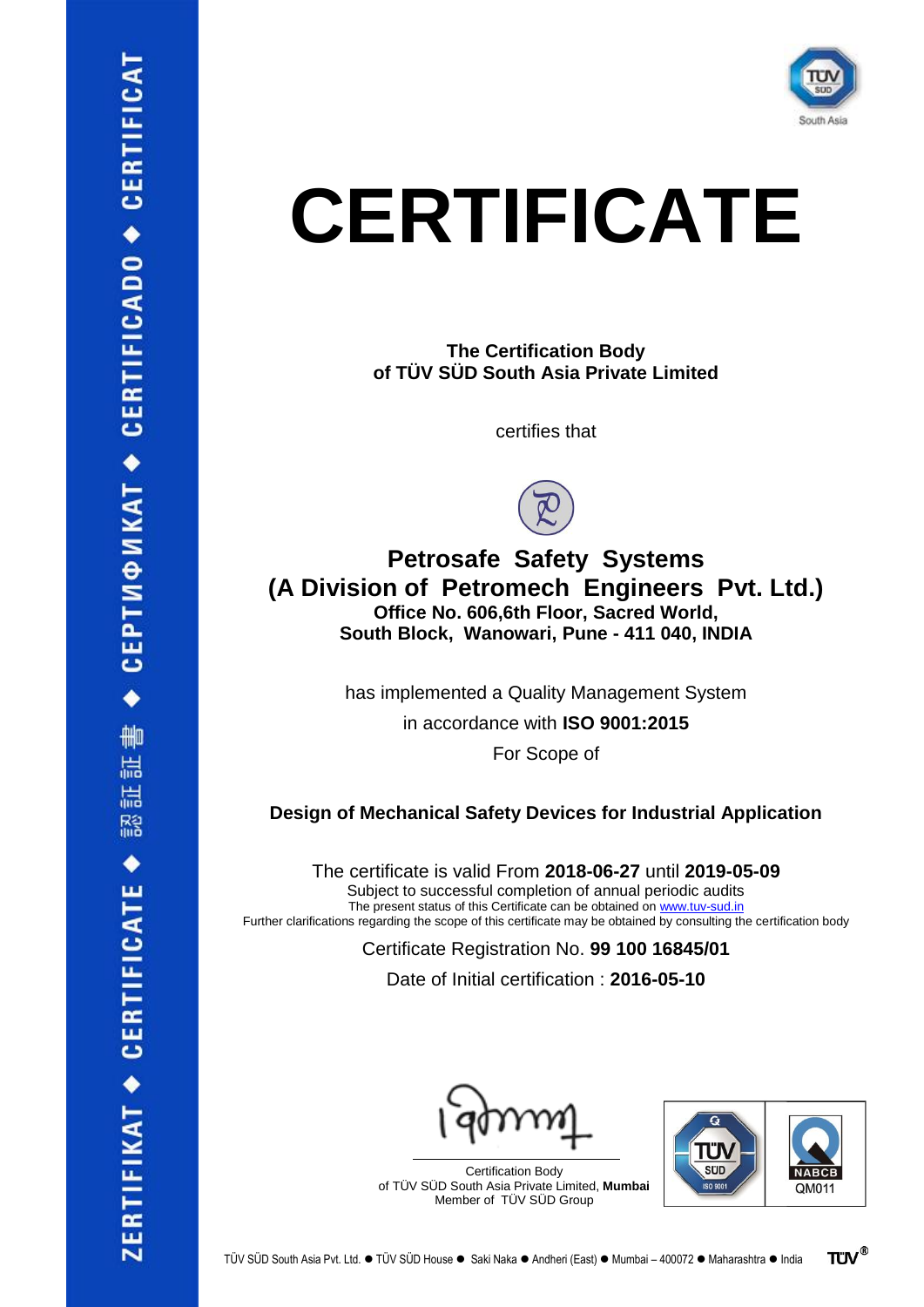ZERTIFIKAT ◆ CERTIFICATE ◆ 認証書 ◆ CEPTИФИКАТ ◆ CERTIFICADO ◆ CERTIFICAT

South Asia

# CERTIFICATE

**The Certification Body**
**of TÜV SÜD South Asia Private Limited**

certifies that

## Petrosafe Safety Systems
## (A Division of Petromech Engineers Pvt. Ltd.)

**Office No. 606,6th Floor, Sacred World,**
**South Block, Wanowari, Pune - 411 040, INDIA**

has implemented a Quality Management System

in accordance with **ISO 9001:2015**

For Scope of

**Design of Mechanical Safety Devices for Industrial Application**

The certificate is valid From **2018-06-27** until **2019-05-09**

Subject to successful completion of annual periodic audits

The present status of this Certificate can be obtained on www.tuv-sud.in

Further clarifications regarding the scope of this certificate may be obtained by consulting the certification body

Certificate Registration No. **99 100 16845/01**

Date of Initial certification : **2016-05-10**

Certification Body
of TÜV SÜD South Asia Private Limited, **Mumbai**
Member of TÜV SÜD Group

ISO 9001

NABCB QM011

TÜV SÜD South Asia Pvt. Ltd. ● TÜV SÜD House ● Saki Naka ● Andheri (East) ● Mumbai – 400072 ● Maharashtra ● India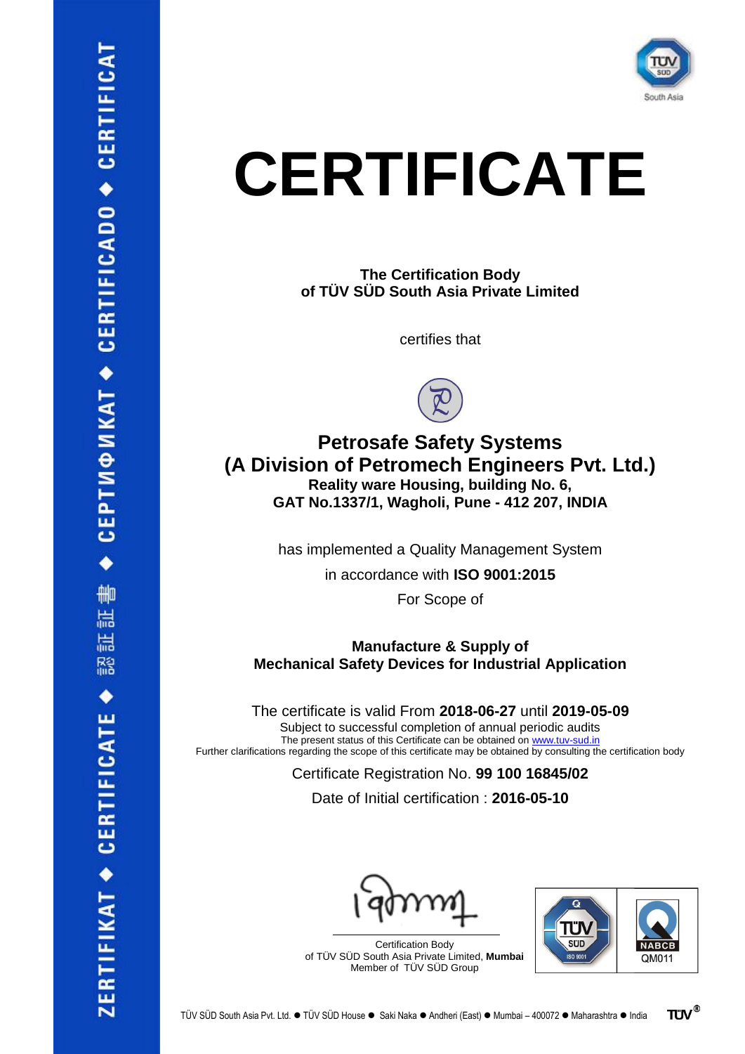ZERTIFIKAT ◆ CERTIFICATE ◆ 認証書 ◆ СЕРТИФИКАТ ◆ CERTIFICADO ◆ CERTIFICAT

TÜV SÜD South Asia

# CERTIFICATE

**The Certification Body**
**of TÜV SÜD South Asia Private Limited**

certifies that

## Petrosafe Safety Systems
## (A Division of Petromech Engineers Pvt. Ltd.)

**Reality ware Housing, building No. 6,**
**GAT No.1337/1, Wagholi, Pune - 412 207, INDIA**

has implemented a Quality Management System

in accordance with **ISO 9001:2015**

For Scope of

**Manufacture & Supply of**
**Mechanical Safety Devices for Industrial Application**

The certificate is valid From **2018-06-27** until **2019-05-09**

Subject to successful completion of annual periodic audits

The present status of this Certificate can be obtained on www.tuv-sud.in

Further clarifications regarding the scope of this certificate may be obtained by consulting the certification body

Certificate Registration No. **99 100 16845/02**

Date of Initial certification : **2016-05-10**

Certification Body
of TÜV SÜD South Asia Private Limited, **Mumbai**
Member of TÜV SÜD Group

TÜV SÜD ISO 9001

NABCB QM011

TÜV SÜD South Asia Pvt. Ltd. ● TÜV SÜD House ● Saki Naka ● Andheri (East) ● Mumbai – 400072 ● Maharashtra ● India